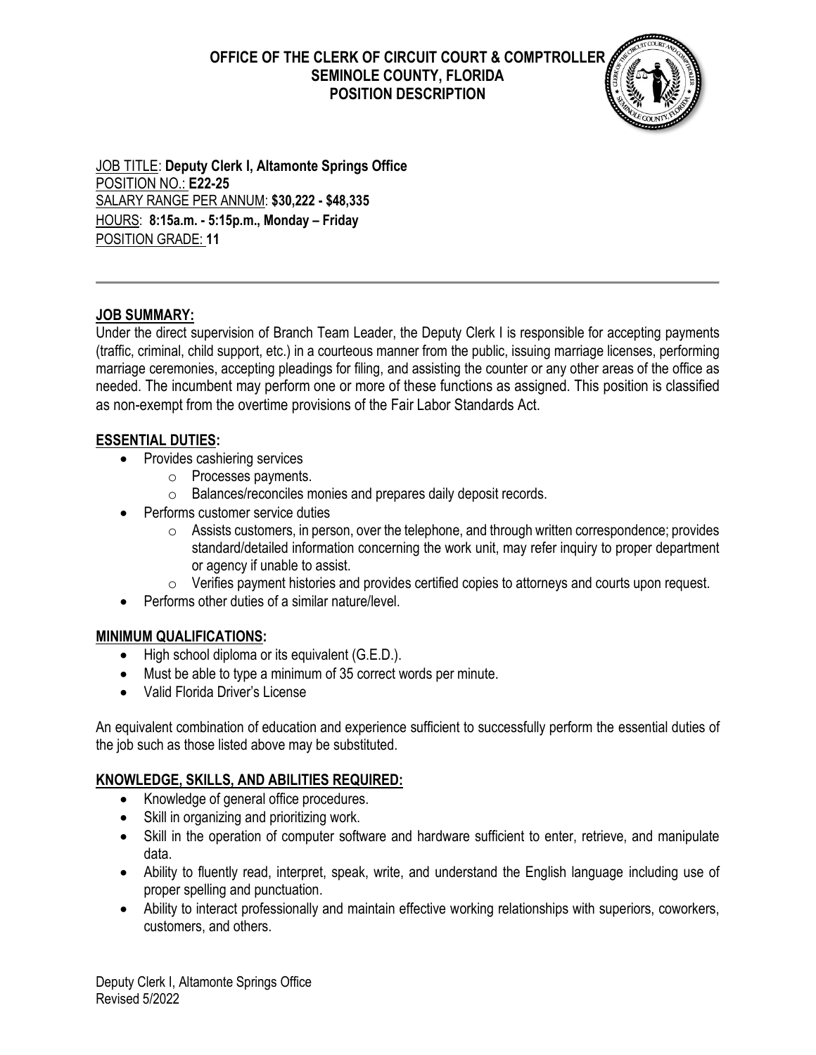# OFFICE OF THE CLERK OF CIRCUIT COURT & COMPTROLLER
## SEMINOLE COUNTY, FLORIDA
## POSITION DESCRIPTION

JOB TITLE: **Deputy Clerk I, Altamonte Springs Office**
POSITION NO.: **E22-25**
SALARY RANGE PER ANNUM: **$30,222 - $48,335**
HOURS: **8:15a.m. - 5:15p.m., Monday – Friday**
POSITION GRADE: **11**

---

### JOB SUMMARY:

Under the direct supervision of Branch Team Leader, the Deputy Clerk I is responsible for accepting payments (traffic, criminal, child support, etc.) in a courteous manner from the public, issuing marriage licenses, performing marriage ceremonies, accepting pleadings for filing, and assisting the counter or any other areas of the office as needed. The incumbent may perform one or more of these functions as assigned. This position is classified as non-exempt from the overtime provisions of the Fair Labor Standards Act.

### ESSENTIAL DUTIES:

- Provides cashiering services
  - Processes payments.
  - Balances/reconciles monies and prepares daily deposit records.
- Performs customer service duties
  - Assists customers, in person, over the telephone, and through written correspondence; provides standard/detailed information concerning the work unit, may refer inquiry to proper department or agency if unable to assist.
  - Verifies payment histories and provides certified copies to attorneys and courts upon request.
- Performs other duties of a similar nature/level.

### MINIMUM QUALIFICATIONS:

- High school diploma or its equivalent (G.E.D.).
- Must be able to type a minimum of 35 correct words per minute.
- Valid Florida Driver's License

An equivalent combination of education and experience sufficient to successfully perform the essential duties of the job such as those listed above may be substituted.

### KNOWLEDGE, SKILLS, AND ABILITIES REQUIRED:

- Knowledge of general office procedures.
- Skill in organizing and prioritizing work.
- Skill in the operation of computer software and hardware sufficient to enter, retrieve, and manipulate data.
- Ability to fluently read, interpret, speak, write, and understand the English language including use of proper spelling and punctuation.
- Ability to interact professionally and maintain effective working relationships with superiors, coworkers, customers, and others.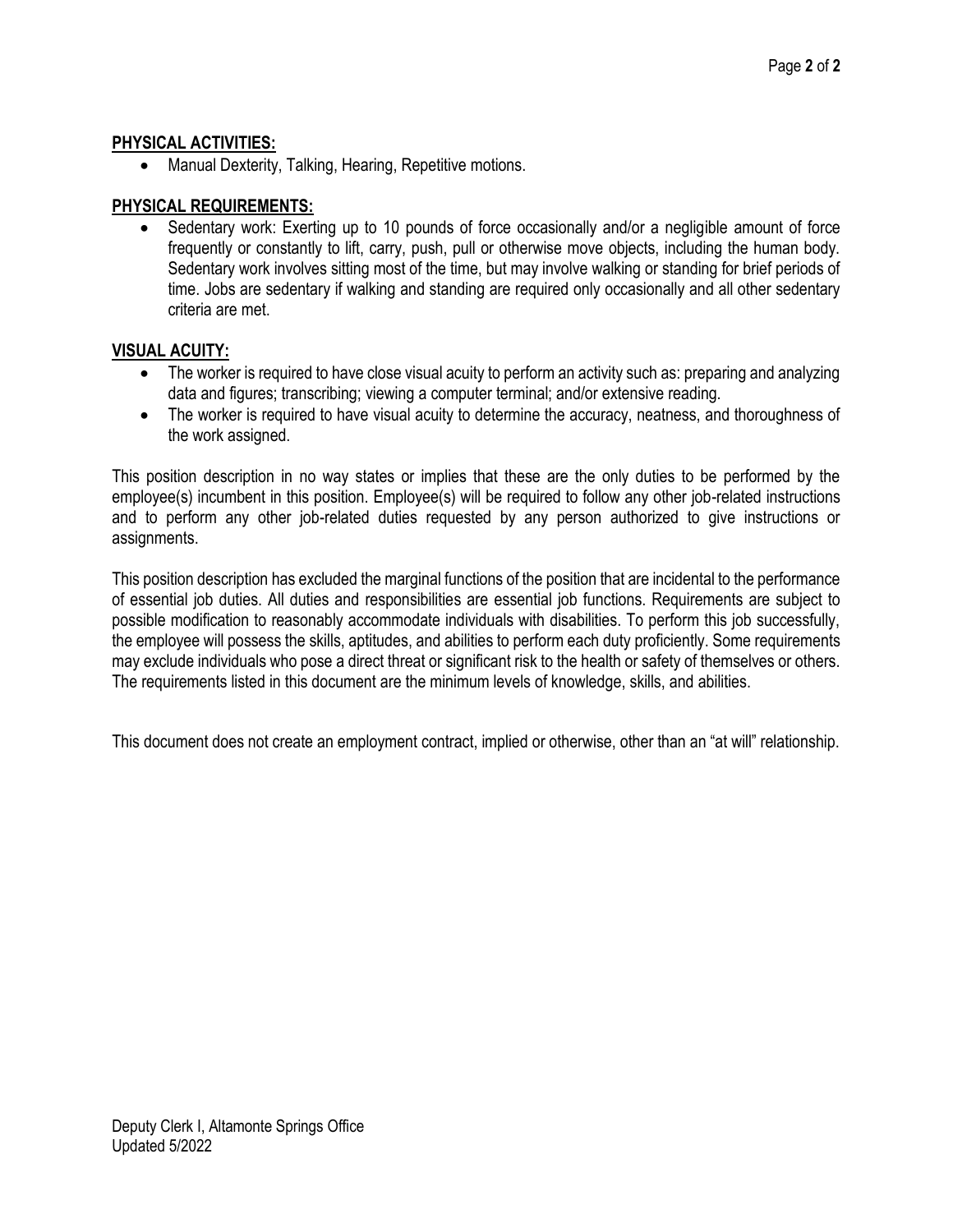## PHYSICAL ACTIVITIES:

- Manual Dexterity, Talking, Hearing, Repetitive motions.

## PHYSICAL REQUIREMENTS:

- Sedentary work: Exerting up to 10 pounds of force occasionally and/or a negligible amount of force frequently or constantly to lift, carry, push, pull or otherwise move objects, including the human body. Sedentary work involves sitting most of the time, but may involve walking or standing for brief periods of time. Jobs are sedentary if walking and standing are required only occasionally and all other sedentary criteria are met.

## VISUAL ACUITY:

- The worker is required to have close visual acuity to perform an activity such as: preparing and analyzing data and figures; transcribing; viewing a computer terminal; and/or extensive reading.
- The worker is required to have visual acuity to determine the accuracy, neatness, and thoroughness of the work assigned.

This position description in no way states or implies that these are the only duties to be performed by the employee(s) incumbent in this position. Employee(s) will be required to follow any other job-related instructions and to perform any other job-related duties requested by any person authorized to give instructions or assignments.

This position description has excluded the marginal functions of the position that are incidental to the performance of essential job duties. All duties and responsibilities are essential job functions. Requirements are subject to possible modification to reasonably accommodate individuals with disabilities. To perform this job successfully, the employee will possess the skills, aptitudes, and abilities to perform each duty proficiently. Some requirements may exclude individuals who pose a direct threat or significant risk to the health or safety of themselves or others. The requirements listed in this document are the minimum levels of knowledge, skills, and abilities.

This document does not create an employment contract, implied or otherwise, other than an "at will" relationship.

Deputy Clerk I, Altamonte Springs Office
Updated 5/2022